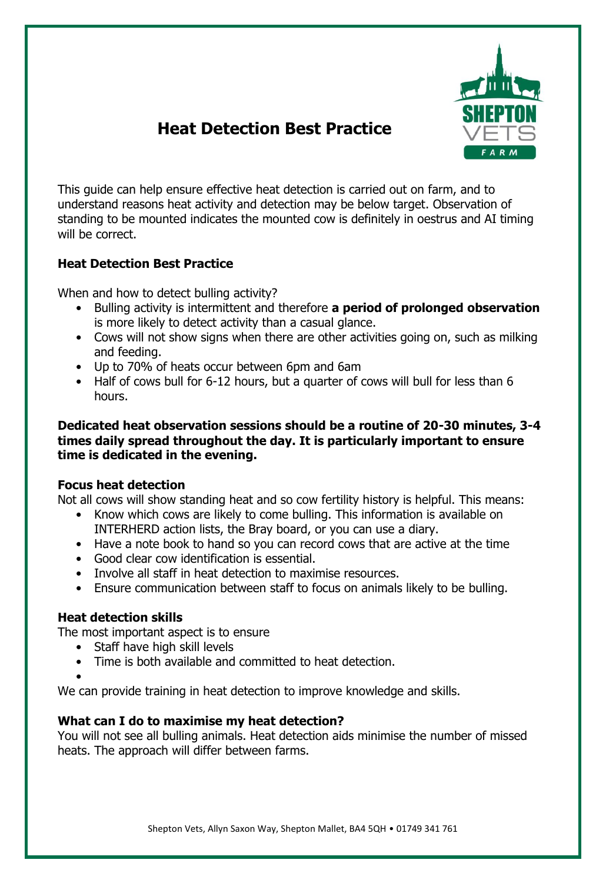# Heat Detection Best Practice

This guide can help ensure effective heat detection is carried out on farm, and to understand reasons heat activity and detection may be below target. Observation of standing to be mounted indicates the mounted cow is definitely in oestrus and AI timing will be correct.

## Heat Detection Best Practice

When and how to detect bulling activity?

- Bulling activity is intermittent and therefore **a period of prolonged observation** is more likely to detect activity than a casual glance.
- Cows will not show signs when there are other activities going on, such as milking and feeding.
- Up to 70% of heats occur between 6pm and 6am
- Half of cows bull for 6-12 hours, but a quarter of cows will bull for less than 6 hours.

**Dedicated heat observation sessions should be a routine of 20-30 minutes, 3-4 times daily spread throughout the day. It is particularly important to ensure time is dedicated in the evening.**

### Focus heat detection

Not all cows will show standing heat and so cow fertility history is helpful. This means:

- Know which cows are likely to come bulling. This information is available on INTERHERD action lists, the Bray board, or you can use a diary.
- Have a note book to hand so you can record cows that are active at the time
- Good clear cow identification is essential.
- Involve all staff in heat detection to maximise resources.
- Ensure communication between staff to focus on animals likely to be bulling.

### Heat detection skills

The most important aspect is to ensure

- Staff have high skill levels
- Time is both available and committed to heat detection.

We can provide training in heat detection to improve knowledge and skills.

### What can I do to maximise my heat detection?

You will not see all bulling animals. Heat detection aids minimise the number of missed heats. The approach will differ between farms.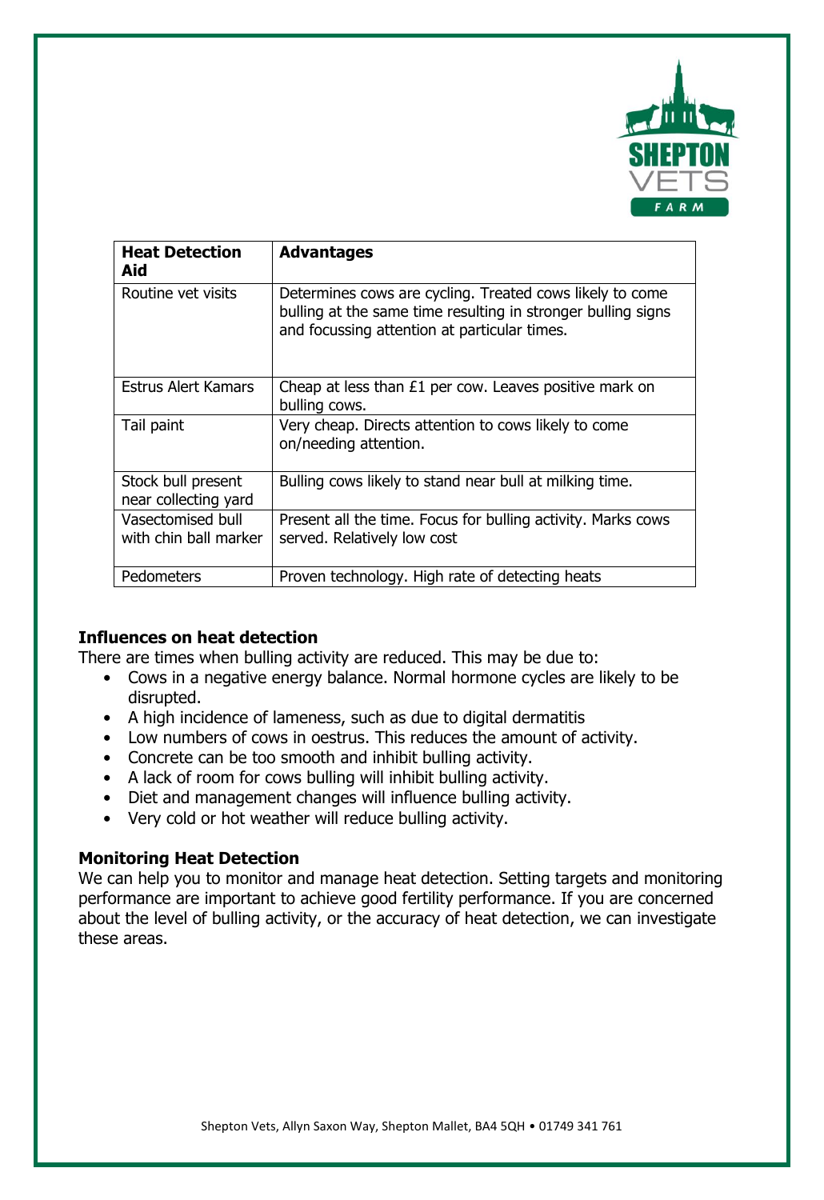| Heat Detection Aid | Advantages |
|---|---|
| Routine vet visits | Determines cows are cycling. Treated cows likely to come bulling at the same time resulting in stronger bulling signs and focussing attention at particular times. |
| Estrus Alert Kamars | Cheap at less than £1 per cow. Leaves positive mark on bulling cows. |
| Tail paint | Very cheap. Directs attention to cows likely to come on/needing attention. |
| Stock bull present near collecting yard | Bulling cows likely to stand near bull at milking time. |
| Vasectomised bull with chin ball marker | Present all the time. Focus for bulling activity. Marks cows served. Relatively low cost |
| Pedometers | Proven technology. High rate of detecting heats |

**Influences on heat detection**

There are times when bulling activity are reduced. This may be due to:

- Cows in a negative energy balance. Normal hormone cycles are likely to be disrupted.
- A high incidence of lameness, such as due to digital dermatitis
- Low numbers of cows in oestrus. This reduces the amount of activity.
- Concrete can be too smooth and inhibit bulling activity.
- A lack of room for cows bulling will inhibit bulling activity.
- Diet and management changes will influence bulling activity.
- Very cold or hot weather will reduce bulling activity.

**Monitoring Heat Detection**

We can help you to monitor and manage heat detection. Setting targets and monitoring performance are important to achieve good fertility performance. If you are concerned about the level of bulling activity, or the accuracy of heat detection, we can investigate these areas.